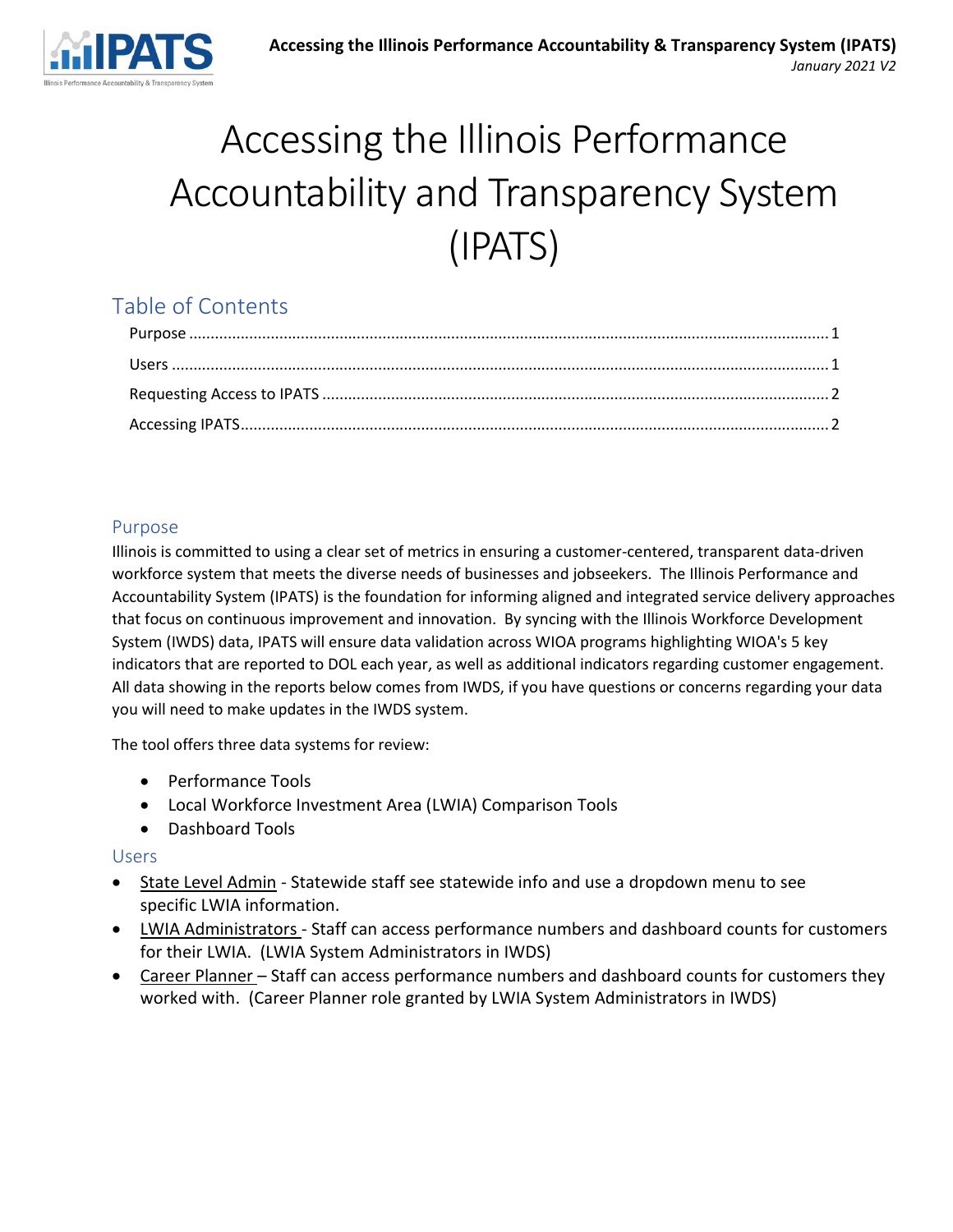# Accessing the Illinois Performance Accountability and Transparency System (IPATS)

## Table of Contents

- Purpose ........ 1
- Users ........ 1
- Requesting Access to IPATS ........ 2
- Accessing IPATS ........ 2

### Purpose

Illinois is committed to using a clear set of metrics in ensuring a customer-centered, transparent data-driven workforce system that meets the diverse needs of businesses and jobseekers. The Illinois Performance and Accountability System (IPATS) is the foundation for informing aligned and integrated service delivery approaches that focus on continuous improvement and innovation. By syncing with the Illinois Workforce Development System (IWDS) data, IPATS will ensure data validation across WIOA programs highlighting WIOA's 5 key indicators that are reported to DOL each year, as well as additional indicators regarding customer engagement. All data showing in the reports below comes from IWDS, if you have questions or concerns regarding your data you will need to make updates in the IWDS system.

The tool offers three data systems for review:

- Performance Tools
- Local Workforce Investment Area (LWIA) Comparison Tools
- Dashboard Tools

### Users

- State Level Admin - Statewide staff see statewide info and use a dropdown menu to see specific LWIA information.
- LWIA Administrators - Staff can access performance numbers and dashboard counts for customers for their LWIA. (LWIA System Administrators in IWDS)
- Career Planner – Staff can access performance numbers and dashboard counts for customers they worked with. (Career Planner role granted by LWIA System Administrators in IWDS)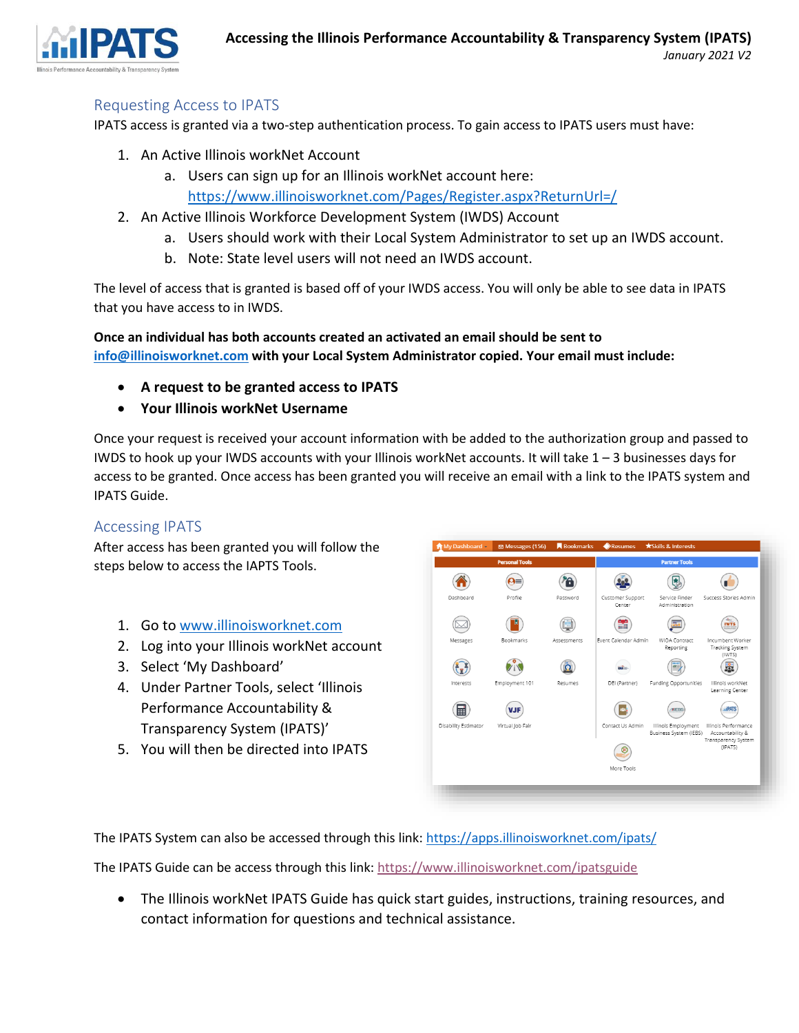## Requesting Access to IPATS

IPATS access is granted via a two-step authentication process. To gain access to IPATS users must have:

1. An Active Illinois workNet Account
   a. Users can sign up for an Illinois workNet account here: https://www.illinoisworknet.com/Pages/Register.aspx?ReturnUrl=/
2. An Active Illinois Workforce Development System (IWDS) Account
   a. Users should work with their Local System Administrator to set up an IWDS account.
   b. Note: State level users will not need an IWDS account.

The level of access that is granted is based off of your IWDS access. You will only be able to see data in IPATS that you have access to in IWDS.

**Once an individual has both accounts created an activated an email should be sent to info@illinoisworknet.com with your Local System Administrator copied. Your email must include:**

- **A request to be granted access to IPATS**
- **Your Illinois workNet Username**

Once your request is received your account information with be added to the authorization group and passed to IWDS to hook up your IWDS accounts with your Illinois workNet accounts. It will take 1 – 3 businesses days for access to be granted. Once access has been granted you will receive an email with a link to the IPATS system and IPATS Guide.

## Accessing IPATS

After access has been granted you will follow the steps below to access the IAPTS Tools.

1. Go to www.illinoisworknet.com
2. Log into your Illinois workNet account
3. Select 'My Dashboard'
4. Under Partner Tools, select 'Illinois Performance Accountability & Transparency System (IPATS)'
5. You will then be directed into IPATS

The IPATS System can also be accessed through this link: https://apps.illinoisworknet.com/ipats/

The IPATS Guide can be access through this link: https://www.illinoisworknet.com/ipatsguide

- The Illinois workNet IPATS Guide has quick start guides, instructions, training resources, and contact information for questions and technical assistance.